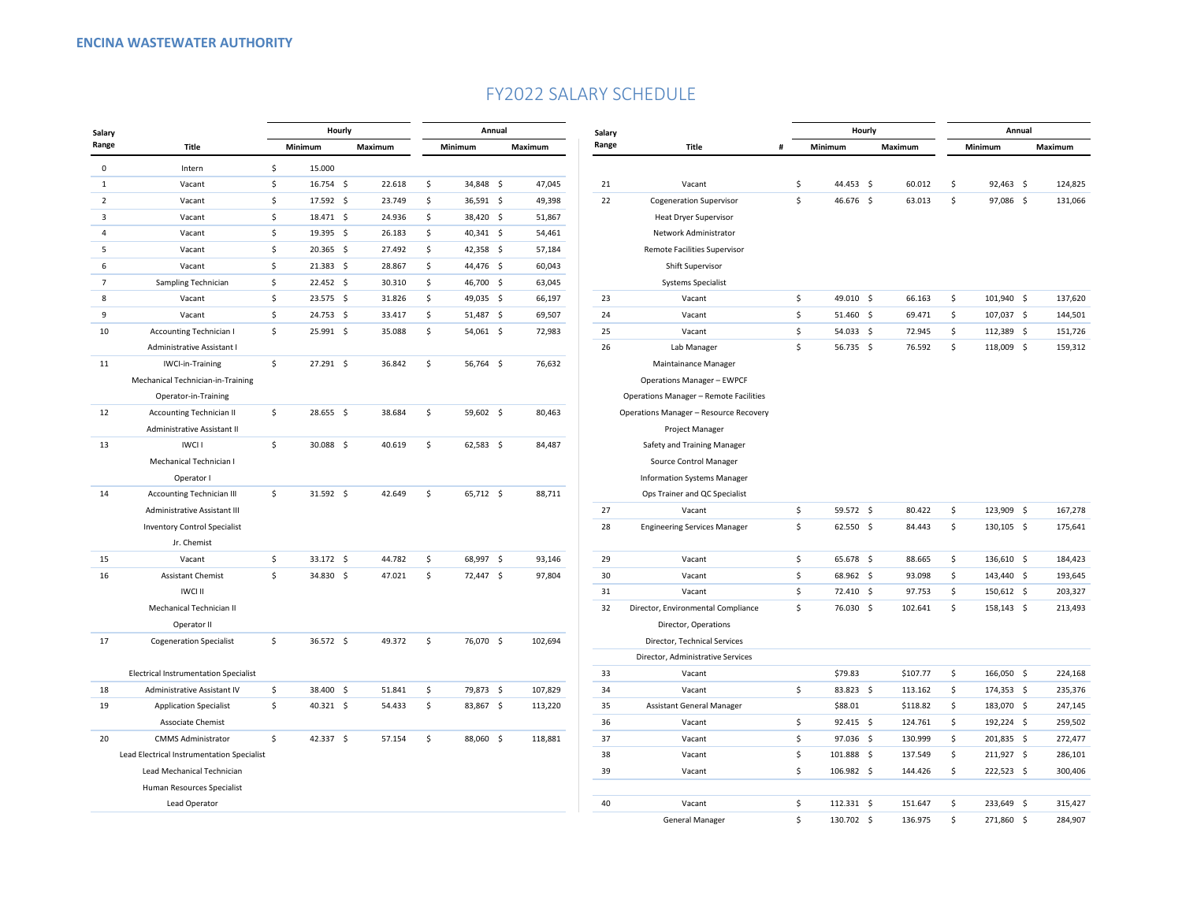**ENCINA WASTEWATER AUTHORITY**

# FY2022 SALARY SCHEDULE

| Salary Range | Title | Hourly Minimum | Hourly Maximum | Annual Minimum | Annual Maximum |
|---|---|---|---|---|---|
| 0 | Intern | $ 15.000 | | | |
| 1 | Vacant | $ 16.754 | $ 22.618 | $ 34,848 | $ 47,045 |
| 2 | Vacant | $ 17.592 | $ 23.749 | $ 36,591 | $ 49,398 |
| 3 | Vacant | $ 18.471 | $ 24.936 | $ 38,420 | $ 51,867 |
| 4 | Vacant | $ 19.395 | $ 26.183 | $ 40,341 | $ 54,461 |
| 5 | Vacant | $ 20.365 | $ 27.492 | $ 42,358 | $ 57,184 |
| 6 | Vacant | $ 21.383 | $ 28.867 | $ 44,476 | $ 60,043 |
| 7 | Sampling Technician | $ 22.452 | $ 30.310 | $ 46,700 | $ 63,045 |
| 8 | Vacant | $ 23.575 | $ 31.826 | $ 49,035 | $ 66,197 |
| 9 | Vacant | $ 24.753 | $ 33.417 | $ 51,487 | $ 69,507 |
| 10 | Accounting Technician I | $ 25.991 | $ 35.088 | $ 54,061 | $ 72,983 |
| | Administrative Assistant I | | | | |
| 11 | IWCI-in-Training | $ 27.291 | $ 36.842 | $ 56,764 | $ 76,632 |
| | Mechanical Technician-in-Training | | | | |
| | Operator-in-Training | | | | |
| 12 | Accounting Technician II | $ 28.655 | $ 38.684 | $ 59,602 | $ 80,463 |
| | Administrative Assistant II | | | | |
| 13 | IWCI I | $ 30.088 | $ 40.619 | $ 62,583 | $ 84,487 |
| | Mechanical Technician I | | | | |
| | Operator I | | | | |
| 14 | Accounting Technician III | $ 31.592 | $ 42.649 | $ 65,712 | $ 88,711 |
| | Administrative Assistant III | | | | |
| | Inventory Control Specialist | | | | |
| | Jr. Chemist | | | | |
| 15 | Vacant | $ 33.172 | $ 44.782 | $ 68,997 | $ 93,146 |
| 16 | Assistant Chemist | $ 34.830 | $ 47.021 | $ 72,447 | $ 97,804 |
| | IWCI II | | | | |
| | Mechanical Technician II | | | | |
| | Operator II | | | | |
| 17 | Cogeneration Specialist | $ 36.572 | $ 49.372 | $ 76,070 | $ 102,694 |
| | Electrical Instrumentation Specialist | | | | |
| 18 | Administrative Assistant IV | $ 38.400 | $ 51.841 | $ 79,873 | $ 107,829 |
| 19 | Application Specialist | $ 40.321 | $ 54.433 | $ 83,867 | $ 113,220 |
| | Associate Chemist | | | | |
| 20 | CMMS Administrator | $ 42.337 | $ 57.154 | $ 88,060 | $ 118,881 |
| | Lead Electrical Instrumentation Specialist | | | | |
| | Lead Mechanical Technician | | | | |
| | Human Resources Specialist | | | | |
| | Lead Operator | | | | |

| Salary Range | Title | # | Hourly Minimum | Hourly Maximum | Annual Minimum | Annual Maximum |
|---|---|---|---|---|---|---|
| 21 | Vacant | | $ 44.453 | $ 60.012 | $ 92,463 | $ 124,825 |
| 22 | Cogeneration Supervisor | | $ 46.676 | $ 63.013 | $ 97,086 | $ 131,066 |
| | Heat Dryer Supervisor | | | | | |
| | Network Administrator | | | | | |
| | Remote Facilities Supervisor | | | | | |
| | Shift Supervisor | | | | | |
| | Systems Specialist | | | | | |
| 23 | Vacant | | $ 49.010 | $ 66.163 | $ 101,940 | $ 137,620 |
| 24 | Vacant | | $ 51.460 | $ 69.471 | $ 107,037 | $ 144,501 |
| 25 | Vacant | | $ 54.033 | $ 72.945 | $ 112,389 | $ 151,726 |
| 26 | Lab Manager | | $ 56.735 | $ 76.592 | $ 118,009 | $ 159,312 |
| | Maintainance Manager | | | | | |
| | Operations Manager – EWPCF | | | | | |
| | Operations Manager – Remote Facilities | | | | | |
| | Operations Manager – Resource Recovery | | | | | |
| | Project Manager | | | | | |
| | Safety and Training Manager | | | | | |
| | Source Control Manager | | | | | |
| | Information Systems Manager | | | | | |
| | Ops Trainer and QC Specialist | | | | | |
| 27 | Vacant | | $ 59.572 | $ 80.422 | $ 123,909 | $ 167,278 |
| 28 | Engineering Services Manager | | $ 62.550 | $ 84.443 | $ 130,105 | $ 175,641 |
| 29 | Vacant | | $ 65.678 | $ 88.665 | $ 136,610 | $ 184,423 |
| 30 | Vacant | | $ 68.962 | $ 93.098 | $ 143,440 | $ 193,645 |
| 31 | Vacant | | $ 72.410 | $ 97.753 | $ 150,612 | $ 203,327 |
| 32 | Director, Environmental Compliance | | $ 76.030 | $ 102.641 | $ 158,143 | $ 213,493 |
| | Director, Operations | | | | | |
| | Director, Technical Services | | | | | |
| | Director, Administrative Services | | | | | |
| 33 | Vacant | | $79.83 | $107.77 | $ 166,050 | $ 224,168 |
| 34 | Vacant | | $ 83.823 | $ 113.162 | $ 174,353 | $ 235,376 |
| 35 | Assistant General Manager | | $88.01 | $118.82 | $ 183,070 | $ 247,145 |
| 36 | Vacant | | $ 92.415 | $ 124.761 | $ 192,224 | $ 259,502 |
| 37 | Vacant | | $ 97.036 | $ 130.999 | $ 201,835 | $ 272,477 |
| 38 | Vacant | | $ 101.888 | $ 137.549 | $ 211,927 | $ 286,101 |
| 39 | Vacant | | $ 106.982 | $ 144.426 | $ 222,523 | $ 300,406 |
| 40 | Vacant | | $ 112.331 | $ 151.647 | $ 233,649 | $ 315,427 |
| | General Manager | | $ 130.702 | $ 136.975 | $ 271,860 | $ 284,907 |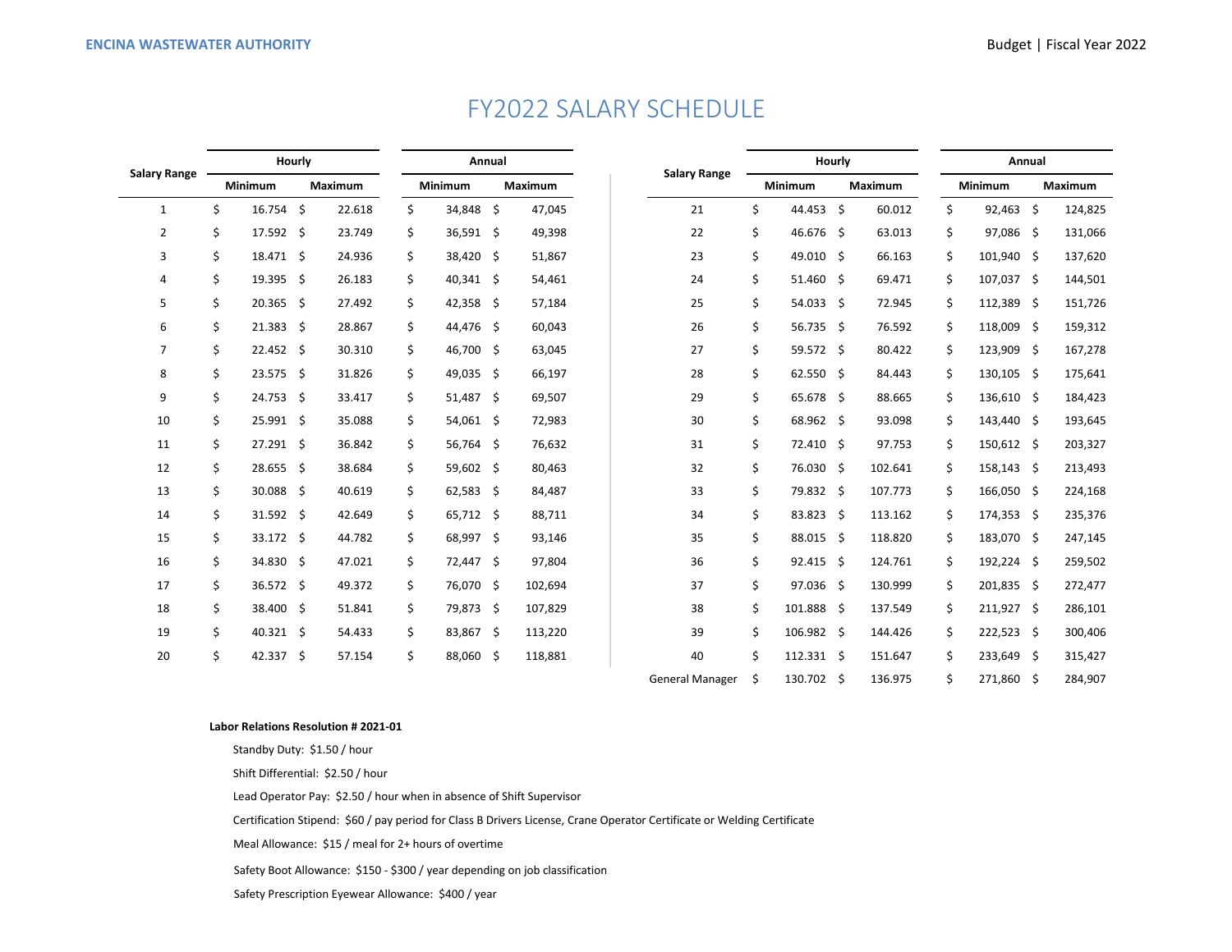# FY2022 SALARY SCHEDULE

| Salary Range | Hourly | | Annual | |
|---|---|---|---|---|
| | Minimum | Maximum | Minimum | Maximum |
| 1 | $ 16.754 | $ 22.618 | $ 34,848 | $ 47,045 |
| 2 | $ 17.592 | $ 23.749 | $ 36,591 | $ 49,398 |
| 3 | $ 18.471 | $ 24.936 | $ 38,420 | $ 51,867 |
| 4 | $ 19.395 | $ 26.183 | $ 40,341 | $ 54,461 |
| 5 | $ 20.365 | $ 27.492 | $ 42,358 | $ 57,184 |
| 6 | $ 21.383 | $ 28.867 | $ 44,476 | $ 60,043 |
| 7 | $ 22.452 | $ 30.310 | $ 46,700 | $ 63,045 |
| 8 | $ 23.575 | $ 31.826 | $ 49,035 | $ 66,197 |
| 9 | $ 24.753 | $ 33.417 | $ 51,487 | $ 69,507 |
| 10 | $ 25.991 | $ 35.088 | $ 54,061 | $ 72,983 |
| 11 | $ 27.291 | $ 36.842 | $ 56,764 | $ 76,632 |
| 12 | $ 28.655 | $ 38.684 | $ 59,602 | $ 80,463 |
| 13 | $ 30.088 | $ 40.619 | $ 62,583 | $ 84,487 |
| 14 | $ 31.592 | $ 42.649 | $ 65,712 | $ 88,711 |
| 15 | $ 33.172 | $ 44.782 | $ 68,997 | $ 93,146 |
| 16 | $ 34.830 | $ 47.021 | $ 72,447 | $ 97,804 |
| 17 | $ 36.572 | $ 49.372 | $ 76,070 | $ 102,694 |
| 18 | $ 38.400 | $ 51.841 | $ 79,873 | $ 107,829 |
| 19 | $ 40.321 | $ 54.433 | $ 83,867 | $ 113,220 |
| 20 | $ 42.337 | $ 57.154 | $ 88,060 | $ 118,881 |
| 21 | $ 44.453 | $ 60.012 | $ 92,463 | $ 124,825 |
| 22 | $ 46.676 | $ 63.013 | $ 97,086 | $ 131,066 |
| 23 | $ 49.010 | $ 66.163 | $ 101,940 | $ 137,620 |
| 24 | $ 51.460 | $ 69.471 | $ 107,037 | $ 144,501 |
| 25 | $ 54.033 | $ 72.945 | $ 112,389 | $ 151,726 |
| 26 | $ 56.735 | $ 76.592 | $ 118,009 | $ 159,312 |
| 27 | $ 59.572 | $ 80.422 | $ 123,909 | $ 167,278 |
| 28 | $ 62.550 | $ 84.443 | $ 130,105 | $ 175,641 |
| 29 | $ 65.678 | $ 88.665 | $ 136,610 | $ 184,423 |
| 30 | $ 68.962 | $ 93.098 | $ 143,440 | $ 193,645 |
| 31 | $ 72.410 | $ 97.753 | $ 150,612 | $ 203,327 |
| 32 | $ 76.030 | $ 102.641 | $ 158,143 | $ 213,493 |
| 33 | $ 79.832 | $ 107.773 | $ 166,050 | $ 224,168 |
| 34 | $ 83.823 | $ 113.162 | $ 174,353 | $ 235,376 |
| 35 | $ 88.015 | $ 118.820 | $ 183,070 | $ 247,145 |
| 36 | $ 92.415 | $ 124.761 | $ 192,224 | $ 259,502 |
| 37 | $ 97.036 | $ 130.999 | $ 201,835 | $ 272,477 |
| 38 | $ 101.888 | $ 137.549 | $ 211,927 | $ 286,101 |
| 39 | $ 106.982 | $ 144.426 | $ 222,523 | $ 300,406 |
| 40 | $ 112.331 | $ 151.647 | $ 233,649 | $ 315,427 |
| General Manager | $ 130.702 | $ 136.975 | $ 271,860 | $ 284,907 |

**Labor Relations Resolution # 2021-01**

Standby Duty: $1.50 / hour

Shift Differential: $2.50 / hour

Lead Operator Pay: $2.50 / hour when in absence of Shift Supervisor

Certification Stipend: $60 / pay period for Class B Drivers License, Crane Operator Certificate or Welding Certificate

Meal Allowance: $15 / meal for 2+ hours of overtime

Safety Boot Allowance: $150 - $300 / year depending on job classification

Safety Prescription Eyewear Allowance: $400 / year